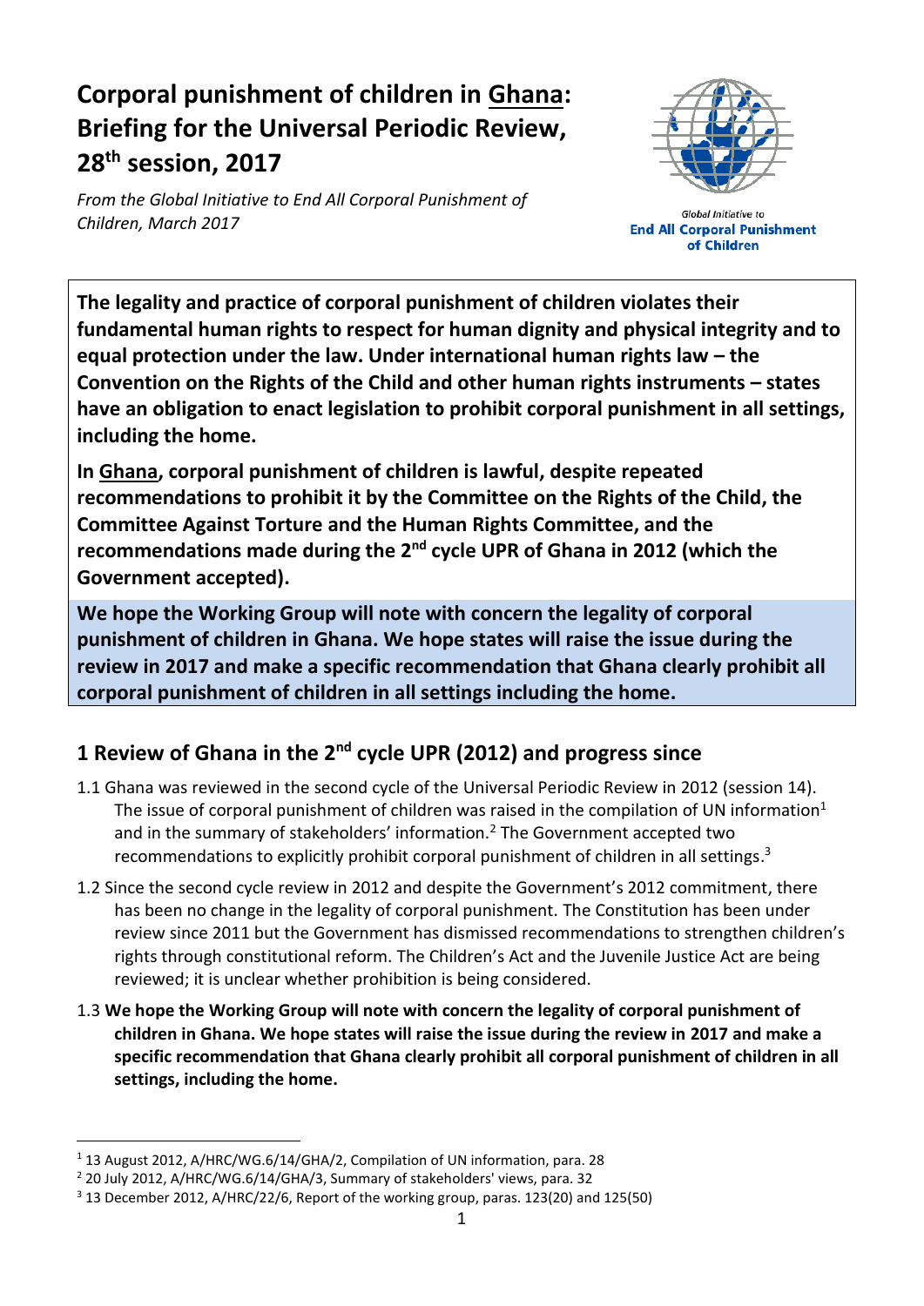# Corporal punishment of children in Ghana: Briefing for the Universal Periodic Review, 28th session, 2017

*From the Global Initiative to End All Corporal Punishment of Children, March 2017*

Global Initiative to **End All Corporal Punishment of Children**

**The legality and practice of corporal punishment of children violates their fundamental human rights to respect for human dignity and physical integrity and to equal protection under the law. Under international human rights law – the Convention on the Rights of the Child and other human rights instruments – states have an obligation to enact legislation to prohibit corporal punishment in all settings, including the home.**

**In Ghana, corporal punishment of children is lawful, despite repeated recommendations to prohibit it by the Committee on the Rights of the Child, the Committee Against Torture and the Human Rights Committee, and the recommendations made during the 2nd cycle UPR of Ghana in 2012 (which the Government accepted).**

**We hope the Working Group will note with concern the legality of corporal punishment of children in Ghana. We hope states will raise the issue during the review in 2017 and make a specific recommendation that Ghana clearly prohibit all corporal punishment of children in all settings including the home.**

## 1 Review of Ghana in the 2nd cycle UPR (2012) and progress since

1.1 Ghana was reviewed in the second cycle of the Universal Periodic Review in 2012 (session 14). The issue of corporal punishment of children was raised in the compilation of UN information[1] and in the summary of stakeholders' information.[2] The Government accepted two recommendations to explicitly prohibit corporal punishment of children in all settings.[3]

1.2 Since the second cycle review in 2012 and despite the Government's 2012 commitment, there has been no change in the legality of corporal punishment. The Constitution has been under review since 2011 but the Government has dismissed recommendations to strengthen children's rights through constitutional reform. The Children's Act and the Juvenile Justice Act are being reviewed; it is unclear whether prohibition is being considered.

1.3 **We hope the Working Group will note with concern the legality of corporal punishment of children in Ghana. We hope states will raise the issue during the review in 2017 and make a specific recommendation that Ghana clearly prohibit all corporal punishment of children in all settings, including the home.**

---

[1] 13 August 2012, A/HRC/WG.6/14/GHA/2, Compilation of UN information, para. 28

[2] 20 July 2012, A/HRC/WG.6/14/GHA/3, Summary of stakeholders' views, para. 32

[3] 13 December 2012, A/HRC/22/6, Report of the working group, paras. 123(20) and 125(50)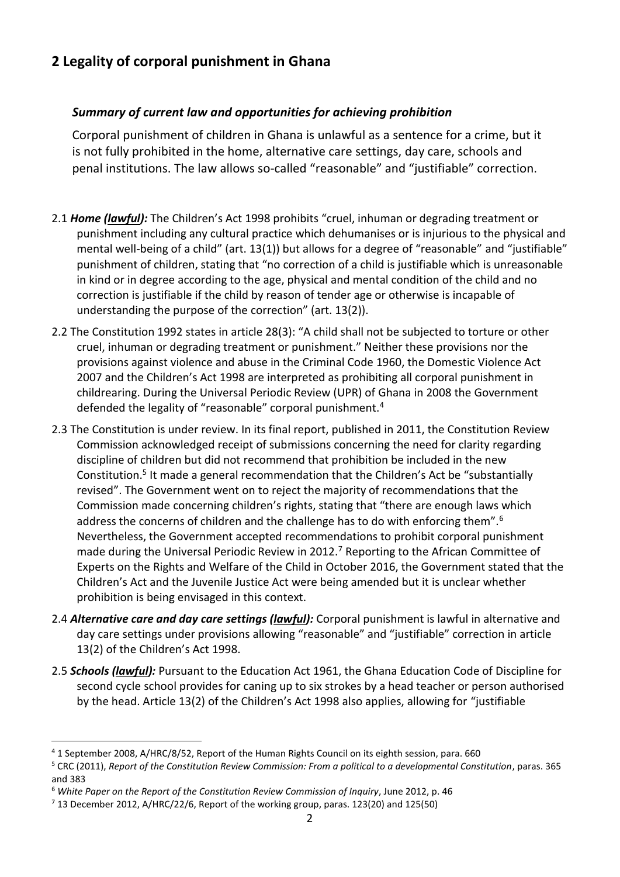## 2 Legality of corporal punishment in Ghana

### *Summary of current law and opportunities for achieving prohibition*

Corporal punishment of children in Ghana is unlawful as a sentence for a crime, but it is not fully prohibited in the home, alternative care settings, day care, schools and penal institutions. The law allows so-called "reasonable" and "justifiable" correction.

2.1 ***Home (lawful):*** The Children's Act 1998 prohibits "cruel, inhuman or degrading treatment or punishment including any cultural practice which dehumanises or is injurious to the physical and mental well-being of a child" (art. 13(1)) but allows for a degree of "reasonable" and "justifiable" punishment of children, stating that "no correction of a child is justifiable which is unreasonable in kind or in degree according to the age, physical and mental condition of the child and no correction is justifiable if the child by reason of tender age or otherwise is incapable of understanding the purpose of the correction" (art. 13(2)).

2.2 The Constitution 1992 states in article 28(3): "A child shall not be subjected to torture or other cruel, inhuman or degrading treatment or punishment." Neither these provisions nor the provisions against violence and abuse in the Criminal Code 1960, the Domestic Violence Act 2007 and the Children's Act 1998 are interpreted as prohibiting all corporal punishment in childrearing. During the Universal Periodic Review (UPR) of Ghana in 2008 the Government defended the legality of "reasonable" corporal punishment.[4]

2.3 The Constitution is under review. In its final report, published in 2011, the Constitution Review Commission acknowledged receipt of submissions concerning the need for clarity regarding discipline of children but did not recommend that prohibition be included in the new Constitution.[5] It made a general recommendation that the Children's Act be "substantially revised". The Government went on to reject the majority of recommendations that the Commission made concerning children's rights, stating that "there are enough laws which address the concerns of children and the challenge has to do with enforcing them".[6] Nevertheless, the Government accepted recommendations to prohibit corporal punishment made during the Universal Periodic Review in 2012.[7] Reporting to the African Committee of Experts on the Rights and Welfare of the Child in October 2016, the Government stated that the Children's Act and the Juvenile Justice Act were being amended but it is unclear whether prohibition is being envisaged in this context.

2.4 ***Alternative care and day care settings (lawful):*** Corporal punishment is lawful in alternative and day care settings under provisions allowing "reasonable" and "justifiable" correction in article 13(2) of the Children's Act 1998.

2.5 ***Schools (lawful):*** Pursuant to the Education Act 1961, the Ghana Education Code of Discipline for second cycle school provides for caning up to six strokes by a head teacher or person authorised by the head. Article 13(2) of the Children's Act 1998 also applies, allowing for "justifiable

---

[4] 1 September 2008, A/HRC/8/52, Report of the Human Rights Council on its eighth session, para. 660

[5] CRC (2011), *Report of the Constitution Review Commission: From a political to a developmental Constitution*, paras. 365 and 383

[6] *White Paper on the Report of the Constitution Review Commission of Inquiry*, June 2012, p. 46

[7] 13 December 2012, A/HRC/22/6, Report of the working group, paras. 123(20) and 125(50)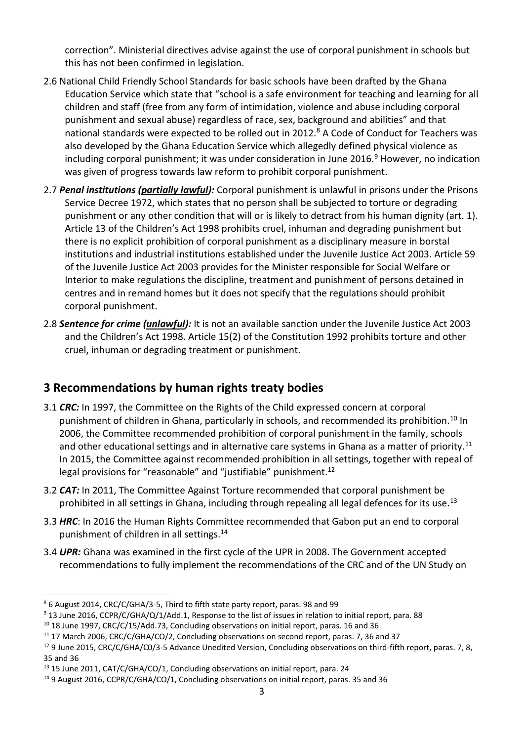correction". Ministerial directives advise against the use of corporal punishment in schools but this has not been confirmed in legislation.

2.6 National Child Friendly School Standards for basic schools have been drafted by the Ghana Education Service which state that "school is a safe environment for teaching and learning for all children and staff (free from any form of intimidation, violence and abuse including corporal punishment and sexual abuse) regardless of race, sex, background and abilities" and that national standards were expected to be rolled out in 2012.[8] A Code of Conduct for Teachers was also developed by the Ghana Education Service which allegedly defined physical violence as including corporal punishment; it was under consideration in June 2016.[9] However, no indication was given of progress towards law reform to prohibit corporal punishment.

2.7 ***Penal institutions (<u>partially lawful</u>):*** Corporal punishment is unlawful in prisons under the Prisons Service Decree 1972, which states that no person shall be subjected to torture or degrading punishment or any other condition that will or is likely to detract from his human dignity (art. 1). Article 13 of the Children's Act 1998 prohibits cruel, inhuman and degrading punishment but there is no explicit prohibition of corporal punishment as a disciplinary measure in borstal institutions and industrial institutions established under the Juvenile Justice Act 2003. Article 59 of the Juvenile Justice Act 2003 provides for the Minister responsible for Social Welfare or Interior to make regulations the discipline, treatment and punishment of persons detained in centres and in remand homes but it does not specify that the regulations should prohibit corporal punishment.

2.8 ***Sentence for crime (<u>unlawful</u>):*** It is not an available sanction under the Juvenile Justice Act 2003 and the Children's Act 1998. Article 15(2) of the Constitution 1992 prohibits torture and other cruel, inhuman or degrading treatment or punishment.

## 3 Recommendations by human rights treaty bodies

3.1 ***CRC:*** In 1997, the Committee on the Rights of the Child expressed concern at corporal punishment of children in Ghana, particularly in schools, and recommended its prohibition.[10] In 2006, the Committee recommended prohibition of corporal punishment in the family, schools and other educational settings and in alternative care systems in Ghana as a matter of priority.[11] In 2015, the Committee against recommended prohibition in all settings, together with repeal of legal provisions for "reasonable" and "justifiable" punishment.[12]

3.2 ***CAT:*** In 2011, The Committee Against Torture recommended that corporal punishment be prohibited in all settings in Ghana, including through repealing all legal defences for its use.[13]

3.3 ***HRC***: In 2016 the Human Rights Committee recommended that Gabon put an end to corporal punishment of children in all settings.[14]

3.4 ***UPR:*** Ghana was examined in the first cycle of the UPR in 2008. The Government accepted recommendations to fully implement the recommendations of the CRC and of the UN Study on

---

[8] 6 August 2014, CRC/C/GHA/3-5, Third to fifth state party report, paras. 98 and 99

[9] 13 June 2016, CCPR/C/GHA/Q/1/Add.1, Response to the list of issues in relation to initial report, para. 88

[10] 18 June 1997, CRC/C/15/Add.73, Concluding observations on initial report, paras. 16 and 36

[11] 17 March 2006, CRC/C/GHA/CO/2, Concluding observations on second report, paras. 7, 36 and 37

[12] 9 June 2015, CRC/C/GHA/C0/3-5 Advance Unedited Version, Concluding observations on third-fifth report, paras. 7, 8, 35 and 36

[13] 15 June 2011, CAT/C/GHA/CO/1, Concluding observations on initial report, para. 24

[14] 9 August 2016, CCPR/C/GHA/CO/1, Concluding observations on initial report, paras. 35 and 36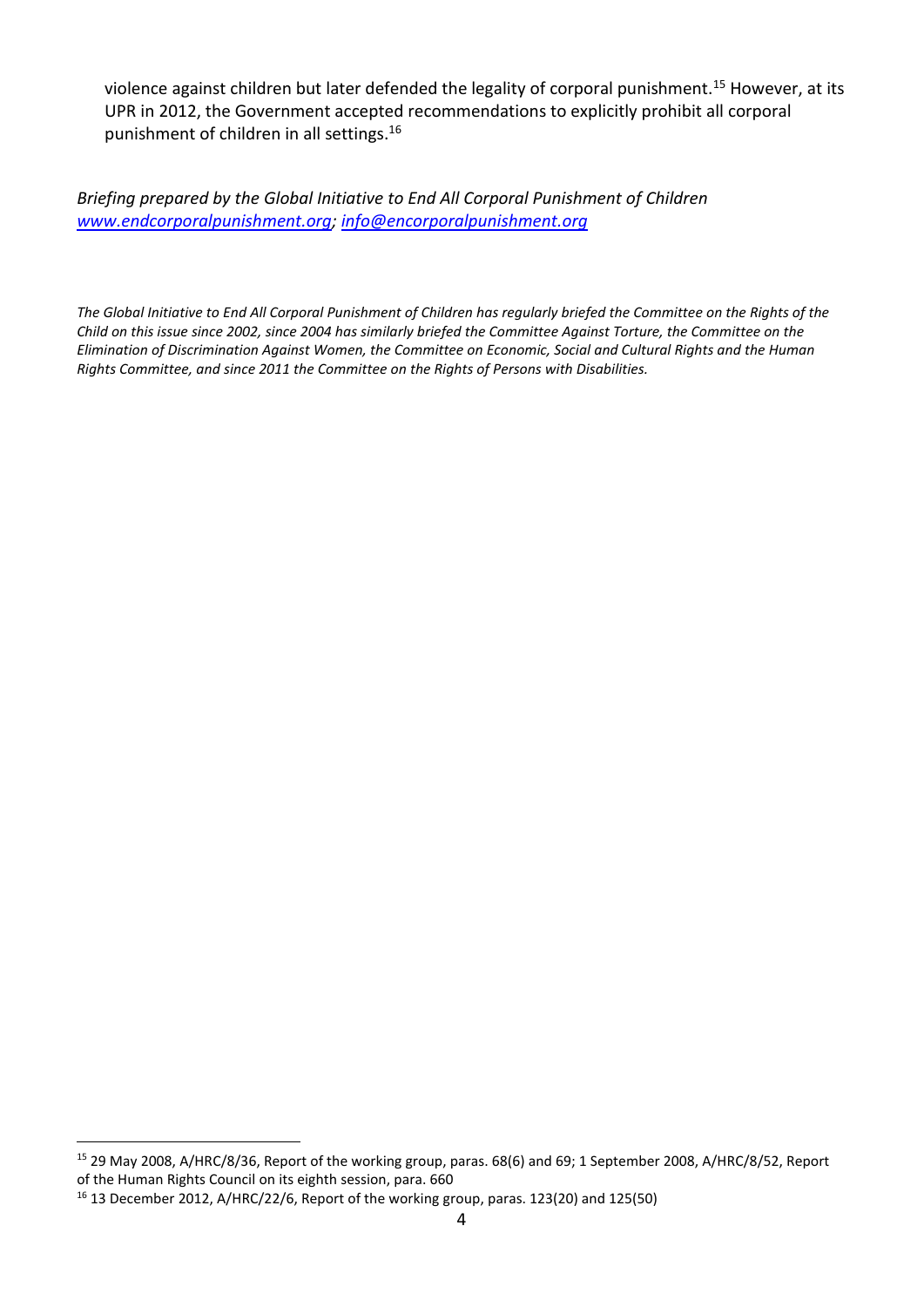violence against children but later defended the legality of corporal punishment.[15] However, at its UPR in 2012, the Government accepted recommendations to explicitly prohibit all corporal punishment of children in all settings.[16]

*Briefing prepared by the Global Initiative to End All Corporal Punishment of Children*
*www.endcorporalpunishment.org; info@encorporalpunishment.org*

*The Global Initiative to End All Corporal Punishment of Children has regularly briefed the Committee on the Rights of the Child on this issue since 2002, since 2004 has similarly briefed the Committee Against Torture, the Committee on the Elimination of Discrimination Against Women, the Committee on Economic, Social and Cultural Rights and the Human Rights Committee, and since 2011 the Committee on the Rights of Persons with Disabilities.*

---

[15] 29 May 2008, A/HRC/8/36, Report of the working group, paras. 68(6) and 69; 1 September 2008, A/HRC/8/52, Report of the Human Rights Council on its eighth session, para. 660

[16] 13 December 2012, A/HRC/22/6, Report of the working group, paras. 123(20) and 125(50)